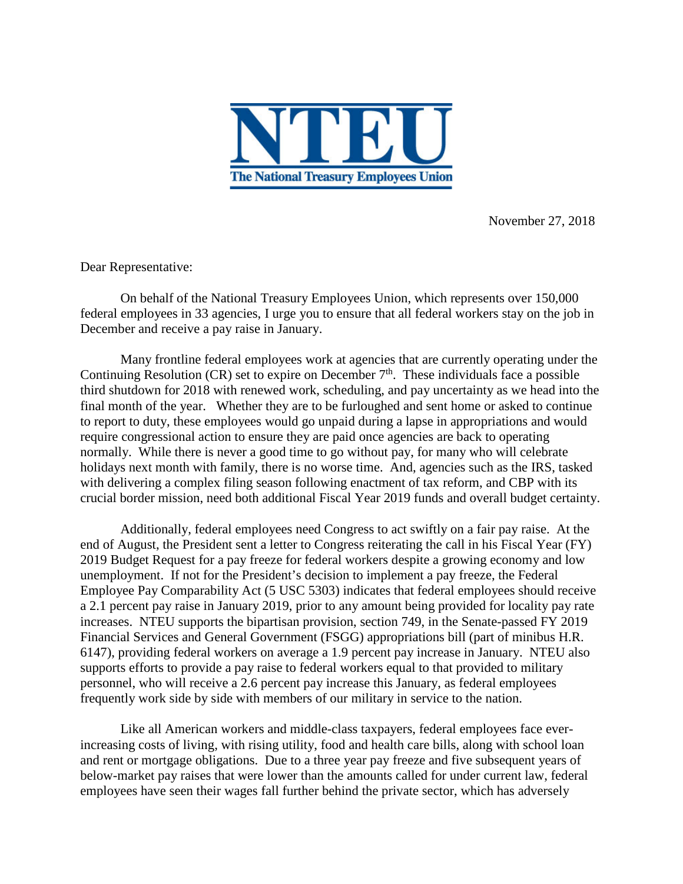**NTEU**

**The National Treasury Employees Union**

November 27, 2018

Dear Representative:

On behalf of the National Treasury Employees Union, which represents over 150,000 federal employees in 33 agencies, I urge you to ensure that all federal workers stay on the job in December and receive a pay raise in January.

Many frontline federal employees work at agencies that are currently operating under the Continuing Resolution (CR) set to expire on December 7th. These individuals face a possible third shutdown for 2018 with renewed work, scheduling, and pay uncertainty as we head into the final month of the year. Whether they are to be furloughed and sent home or asked to continue to report to duty, these employees would go unpaid during a lapse in appropriations and would require congressional action to ensure they are paid once agencies are back to operating normally. While there is never a good time to go without pay, for many who will celebrate holidays next month with family, there is no worse time. And, agencies such as the IRS, tasked with delivering a complex filing season following enactment of tax reform, and CBP with its crucial border mission, need both additional Fiscal Year 2019 funds and overall budget certainty.

Additionally, federal employees need Congress to act swiftly on a fair pay raise. At the end of August, the President sent a letter to Congress reiterating the call in his Fiscal Year (FY) 2019 Budget Request for a pay freeze for federal workers despite a growing economy and low unemployment. If not for the President's decision to implement a pay freeze, the Federal Employee Pay Comparability Act (5 USC 5303) indicates that federal employees should receive a 2.1 percent pay raise in January 2019, prior to any amount being provided for locality pay rate increases. NTEU supports the bipartisan provision, section 749, in the Senate-passed FY 2019 Financial Services and General Government (FSGG) appropriations bill (part of minibus H.R. 6147), providing federal workers on average a 1.9 percent pay increase in January. NTEU also supports efforts to provide a pay raise to federal workers equal to that provided to military personnel, who will receive a 2.6 percent pay increase this January, as federal employees frequently work side by side with members of our military in service to the nation.

Like all American workers and middle-class taxpayers, federal employees face ever-increasing costs of living, with rising utility, food and health care bills, along with school loan and rent or mortgage obligations. Due to a three year pay freeze and five subsequent years of below-market pay raises that were lower than the amounts called for under current law, federal employees have seen their wages fall further behind the private sector, which has adversely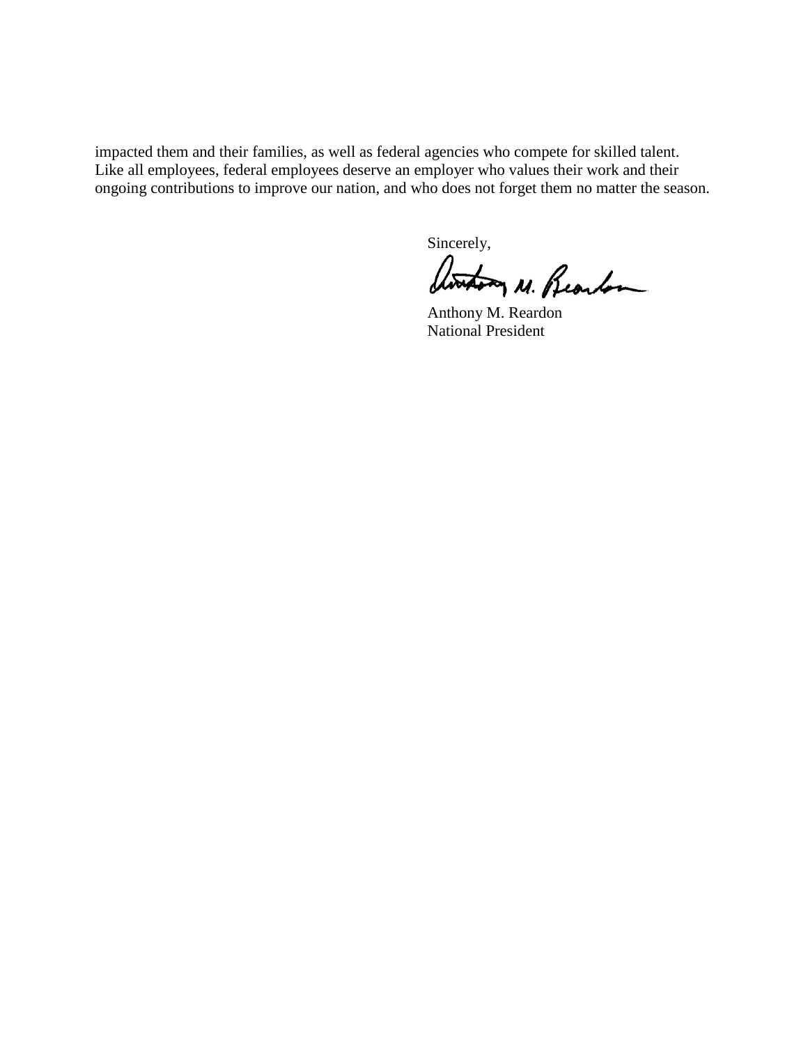impacted them and their families, as well as federal agencies who compete for skilled talent. Like all employees, federal employees deserve an employer who values their work and their ongoing contributions to improve our nation, and who does not forget them no matter the season.

Sincerely,

Anthony M. Reardon
National President